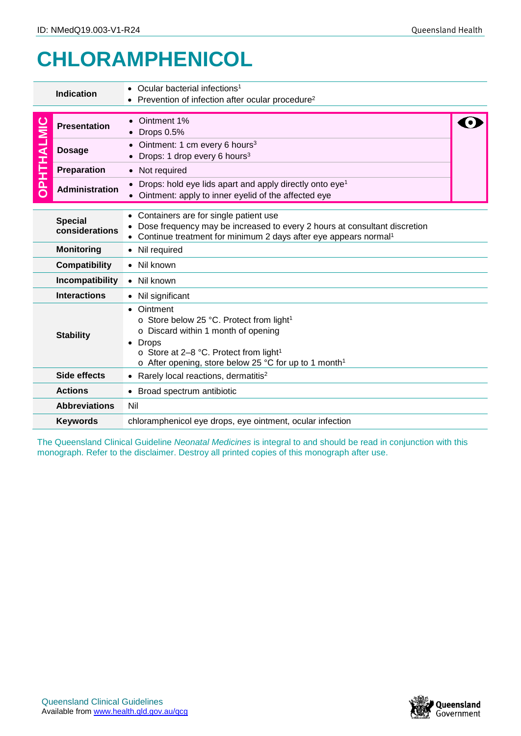# CHLORAMPHENICOL

| | |
|---|---|
| **Indication** | • Ocular bacterial infections[1]<br>• Prevention of infection after ocular procedure[2] |

| OPHTHALMIC | | |
|---|---|---|
| **Presentation** | • Ointment 1%<br>• Drops 0.5% | |
| **Dosage** | • Ointment: 1 cm every 6 hours[3]<br>• Drops: 1 drop every 6 hours[3] | |
| **Preparation** | • Not required | |
| **Administration** | • Drops: hold eye lids apart and apply directly onto eye[1]<br>• Ointment: apply to inner eyelid of the affected eye | |

| | |
|---|---|
| **Special considerations** | • Containers are for single patient use<br>• Dose frequency may be increased to every 2 hours at consultant discretion<br>• Continue treatment for minimum 2 days after eye appears normal[1] |
| **Monitoring** | • Nil required |
| **Compatibility** | • Nil known |
| **Incompatibility** | • Nil known |
| **Interactions** | • Nil significant |
| **Stability** | • Ointment<br>o Store below 25 °C. Protect from light[1]<br>o Discard within 1 month of opening<br>• Drops<br>o Store at 2–8 °C. Protect from light[1]<br>o After opening, store below 25 °C for up to 1 month[1] |
| **Side effects** | • Rarely local reactions, dermatitis[2] |
| **Actions** | • Broad spectrum antibiotic |
| **Abbreviations** | Nil |
| **Keywords** | chloramphenicol eye drops, eye ointment, ocular infection |

The Queensland Clinical Guideline *Neonatal Medicines* is integral to and should be read in conjunction with this monograph. Refer to the disclaimer. Destroy all printed copies of this monograph after use.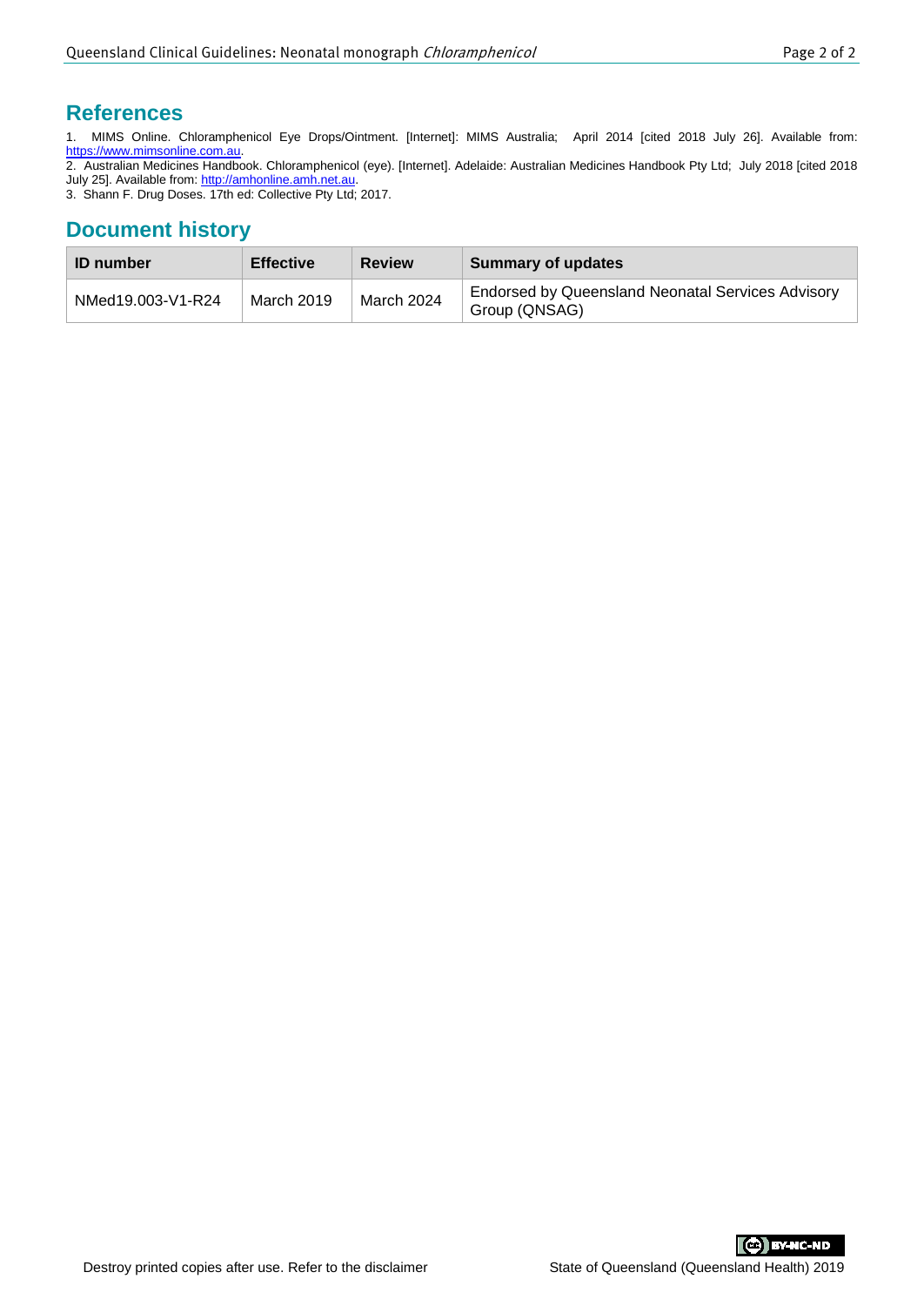## References

1. MIMS Online. Chloramphenicol Eye Drops/Ointment. [Internet]: MIMS Australia; April 2014 [cited 2018 July 26]. Available from: https://www.mimsonline.com.au.
2. Australian Medicines Handbook. Chloramphenicol (eye). [Internet]. Adelaide: Australian Medicines Handbook Pty Ltd; July 2018 [cited 2018 July 25]. Available from: http://amhonline.amh.net.au.
3. Shann F. Drug Doses. 17th ed: Collective Pty Ltd; 2017.

## Document history

| ID number | Effective | Review | Summary of updates |
|---|---|---|---|
| NMed19.003-V1-R24 | March 2019 | March 2024 | Endorsed by Queensland Neonatal Services Advisory Group (QNSAG) |

Destroy printed copies after use. Refer to the disclaimer

State of Queensland (Queensland Health) 2019